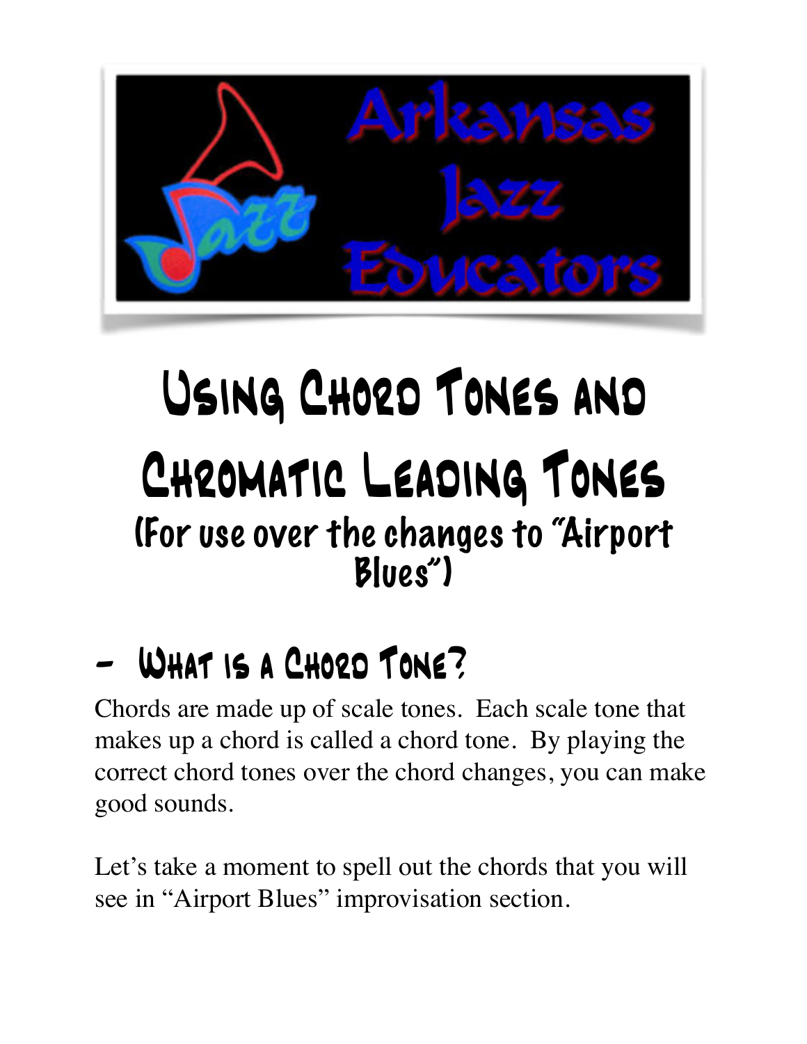# Using Chord Tones and Chromatic Leading Tones

### (For use over the changes to "Airport Blues")

## - What is a Chord Tone?

Chords are made up of scale tones. Each scale tone that makes up a chord is called a chord tone. By playing the correct chord tones over the chord changes, you can make good sounds.

Let's take a moment to spell out the chords that you will see in "Airport Blues" improvisation section.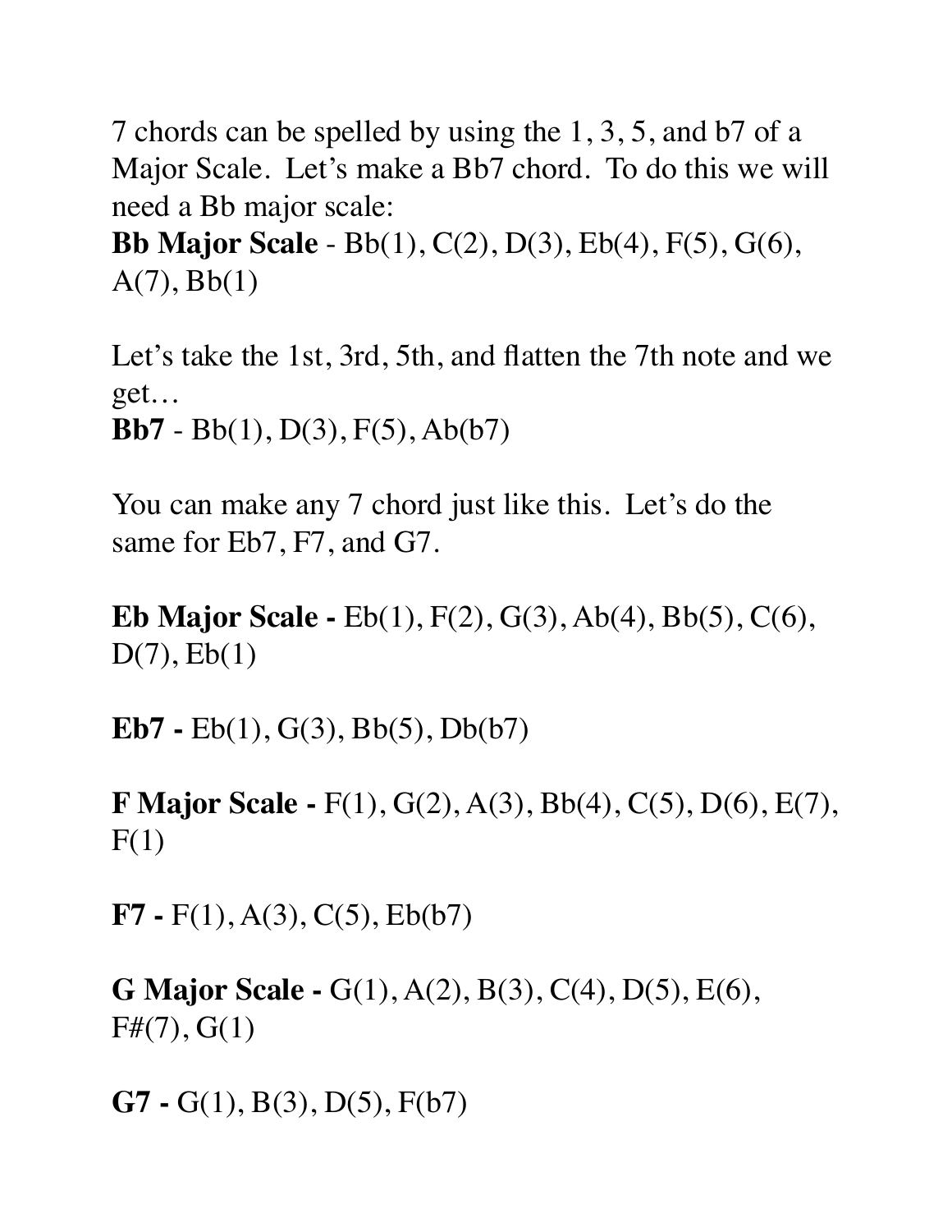7 chords can be spelled by using the 1, 3, 5, and b7 of a Major Scale. Let's make a Bb7 chord. To do this we will need a Bb major scale:

**Bb Major Scale** - Bb(1), C(2), D(3), Eb(4), F(5), G(6), A(7), Bb(1)

Let's take the 1st, 3rd, 5th, and flatten the 7th note and we get…

**Bb7** - Bb(1), D(3), F(5), Ab(b7)

You can make any 7 chord just like this. Let's do the same for Eb7, F7, and G7.

**Eb Major Scale -** Eb(1), F(2), G(3), Ab(4), Bb(5), C(6), D(7), Eb(1)

**Eb7 -** Eb(1), G(3), Bb(5), Db(b7)

**F Major Scale -** F(1), G(2), A(3), Bb(4), C(5), D(6), E(7), F(1)

**F7 -** F(1), A(3), C(5), Eb(b7)

**G Major Scale -** G(1), A(2), B(3), C(4), D(5), E(6), F#(7), G(1)

**G7 -** G(1), B(3), D(5), F(b7)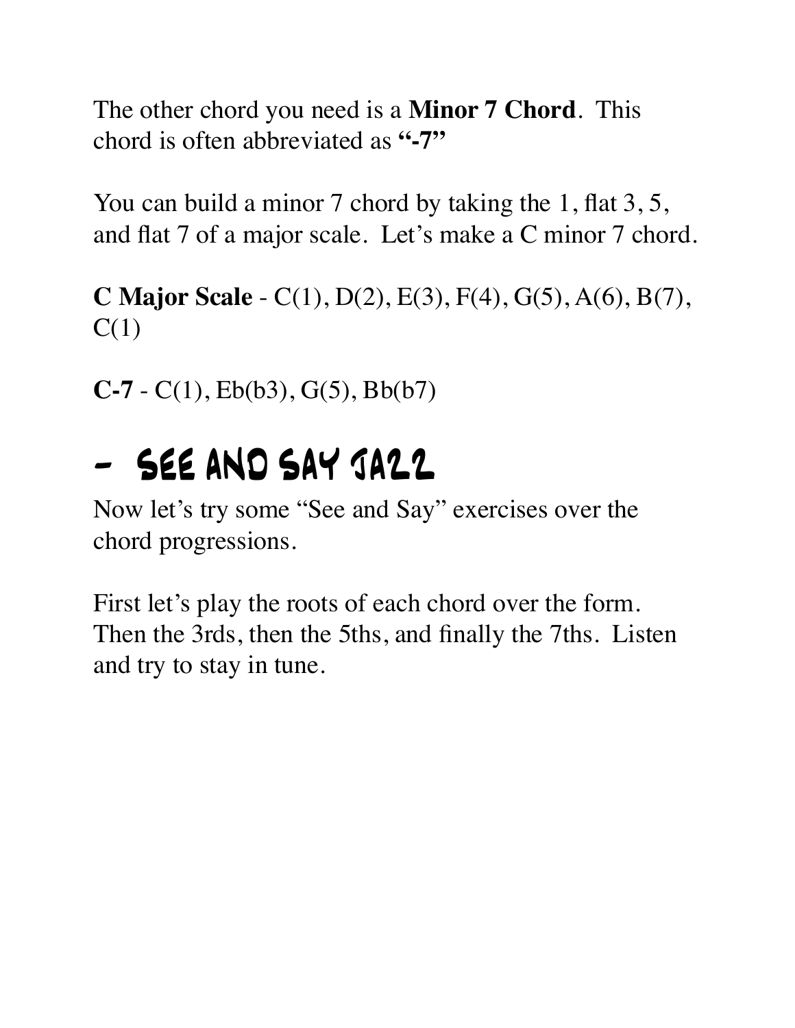The other chord you need is a **Minor 7 Chord**. This chord is often abbreviated as **"-7"**

You can build a minor 7 chord by taking the 1, flat 3, 5, and flat 7 of a major scale. Let's make a C minor 7 chord.

**C Major Scale** - C(1), D(2), E(3), F(4), G(5), A(6), B(7), C(1)

**C-7** - C(1), Eb(b3), G(5), Bb(b7)

# - See and Say Jazz

Now let's try some "See and Say" exercises over the chord progressions.

First let's play the roots of each chord over the form. Then the 3rds, then the 5ths, and finally the 7ths. Listen and try to stay in tune.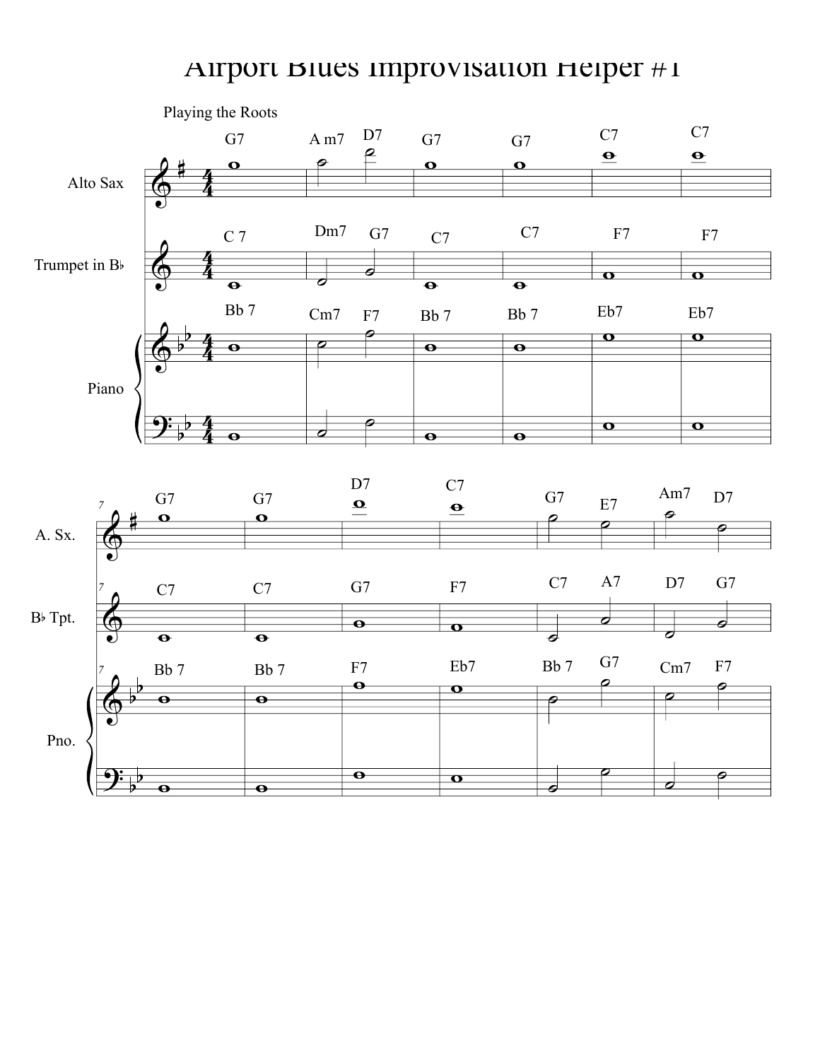# Airport Blues Improvisation Helper #1

Playing the Roots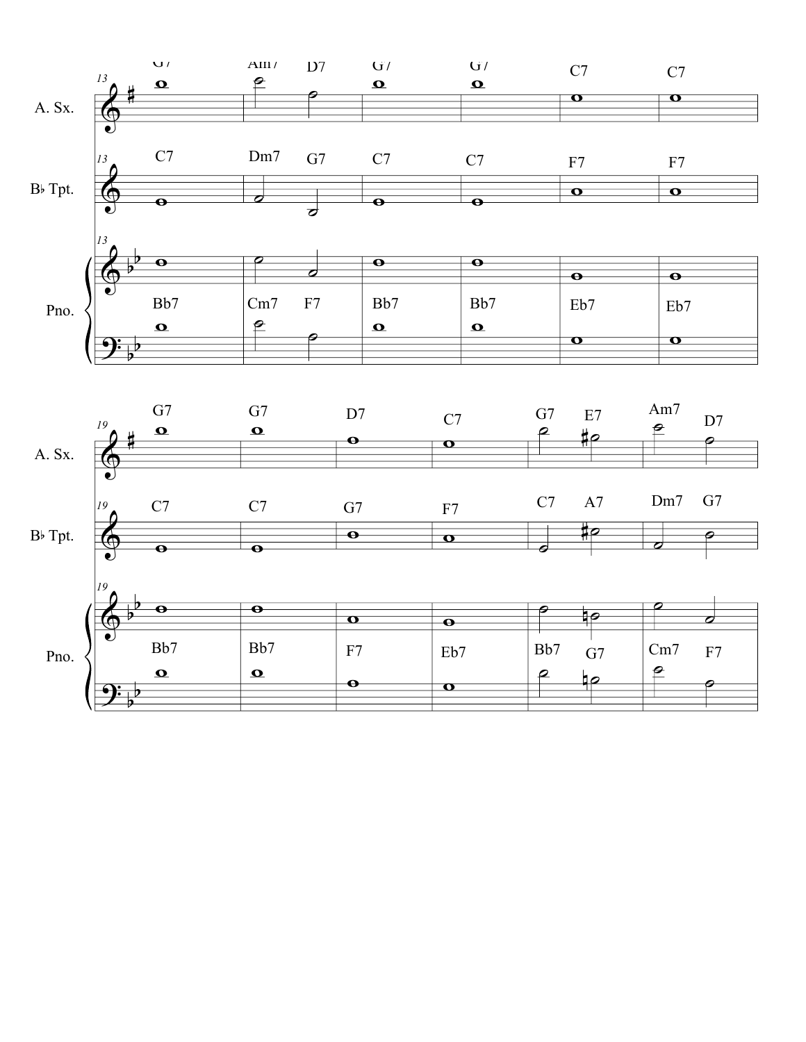| Measure | A. Sx. | B♭ Tpt. | Pno. |
| --- | --- | --- | --- |
| 13 | G7 | C7 | Bb7 |
| 14 | Am7 D7 | Dm7 G7 | Cm7 F7 |
| 15 | G7 | C7 | Bb7 |
| 16 | G7 | C7 | Bb7 |
| 17 | C7 | F7 | Eb7 |
| 18 | C7 | F7 | Eb7 |
| 19 | G7 | C7 | Bb7 |
| 20 | G7 | C7 | Bb7 |
| 21 | D7 | G7 | F7 |
| 22 | C7 | F7 | Eb7 |
| 23 | G7 E7 | C7 A7 | Bb7 G7 |
| 24 | Am7 D7 | Dm7 G7 | Cm7 F7 |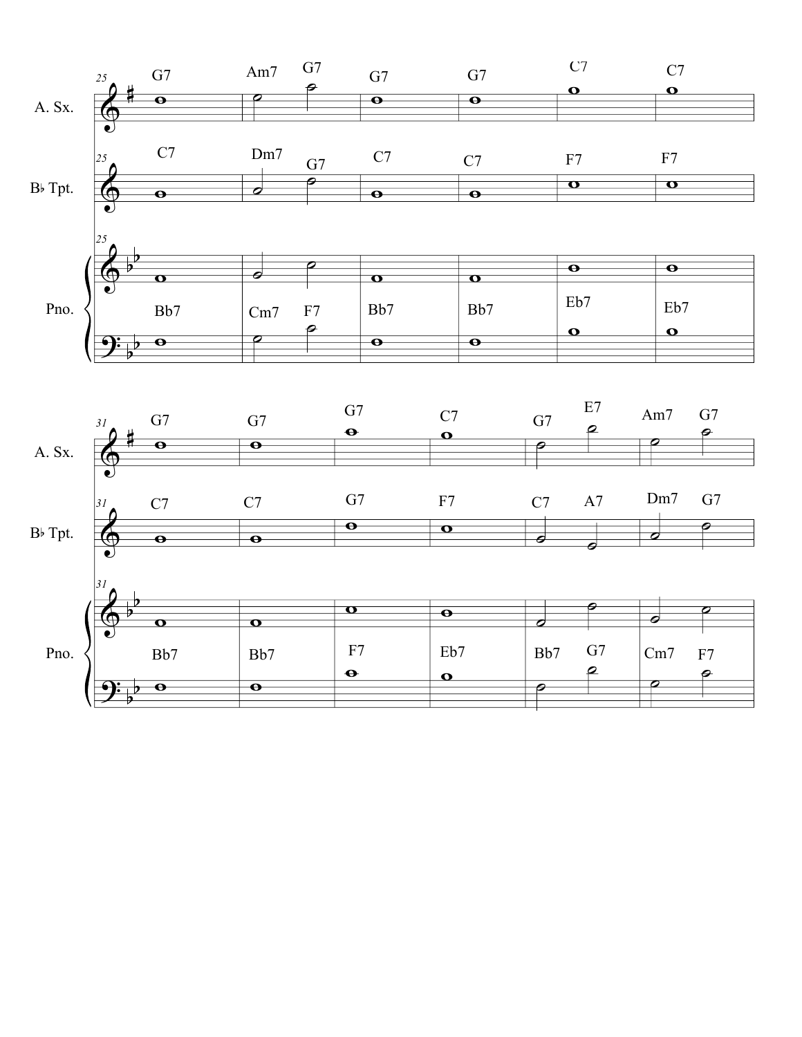25

**A. Sx.** G7 | Am7 G7 | G7 | G7 | C7 | C7

**B♭ Tpt.** C7 | Dm7 G7 | C7 | C7 | F7 | F7

**Pno.** Bb7 | Cm7 F7 | Bb7 | Bb7 | Eb7 | Eb7

31

**A. Sx.** G7 | G7 | G7 | C7 | G7 E7 | Am7 G7

**B♭ Tpt.** C7 | C7 | G7 | F7 | C7 A7 | Dm7 G7

**Pno.** Bb7 | Bb7 | F7 | Eb7 | Bb7 G7 | Cm7 F7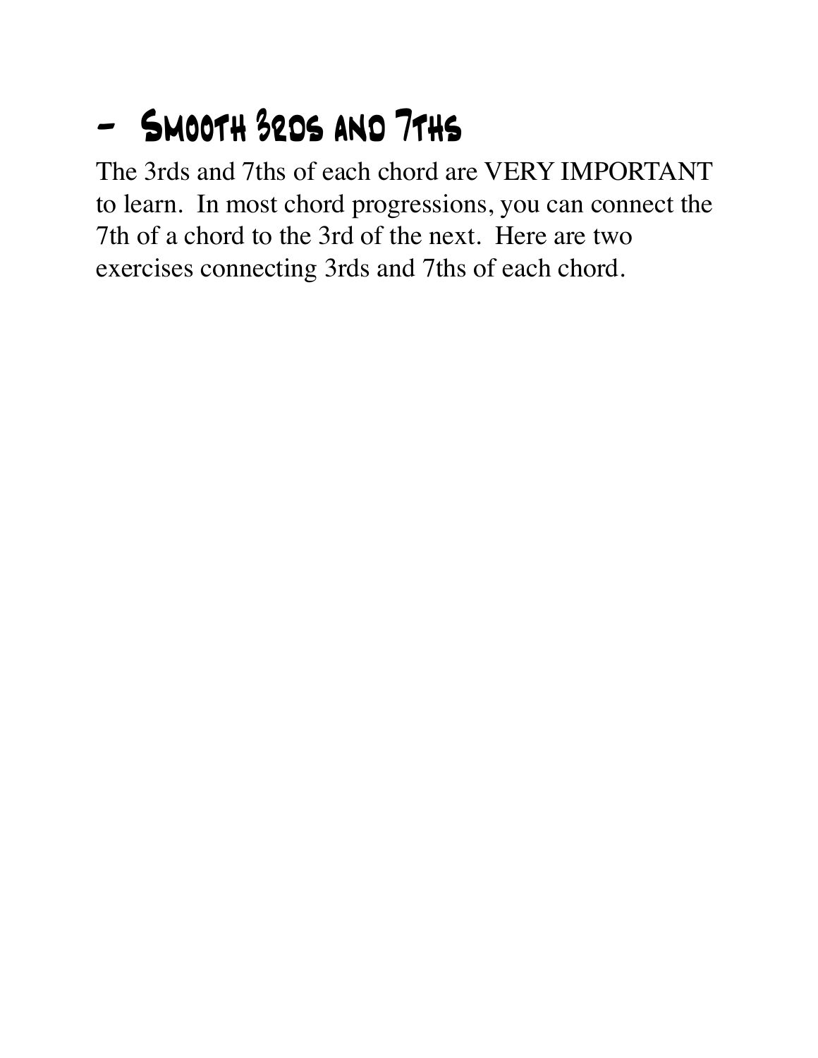## - Smooth 3rds and 7ths

The 3rds and 7ths of each chord are VERY IMPORTANT to learn. In most chord progressions, you can connect the 7th of a chord to the 3rd of the next. Here are two exercises connecting 3rds and 7ths of each chord.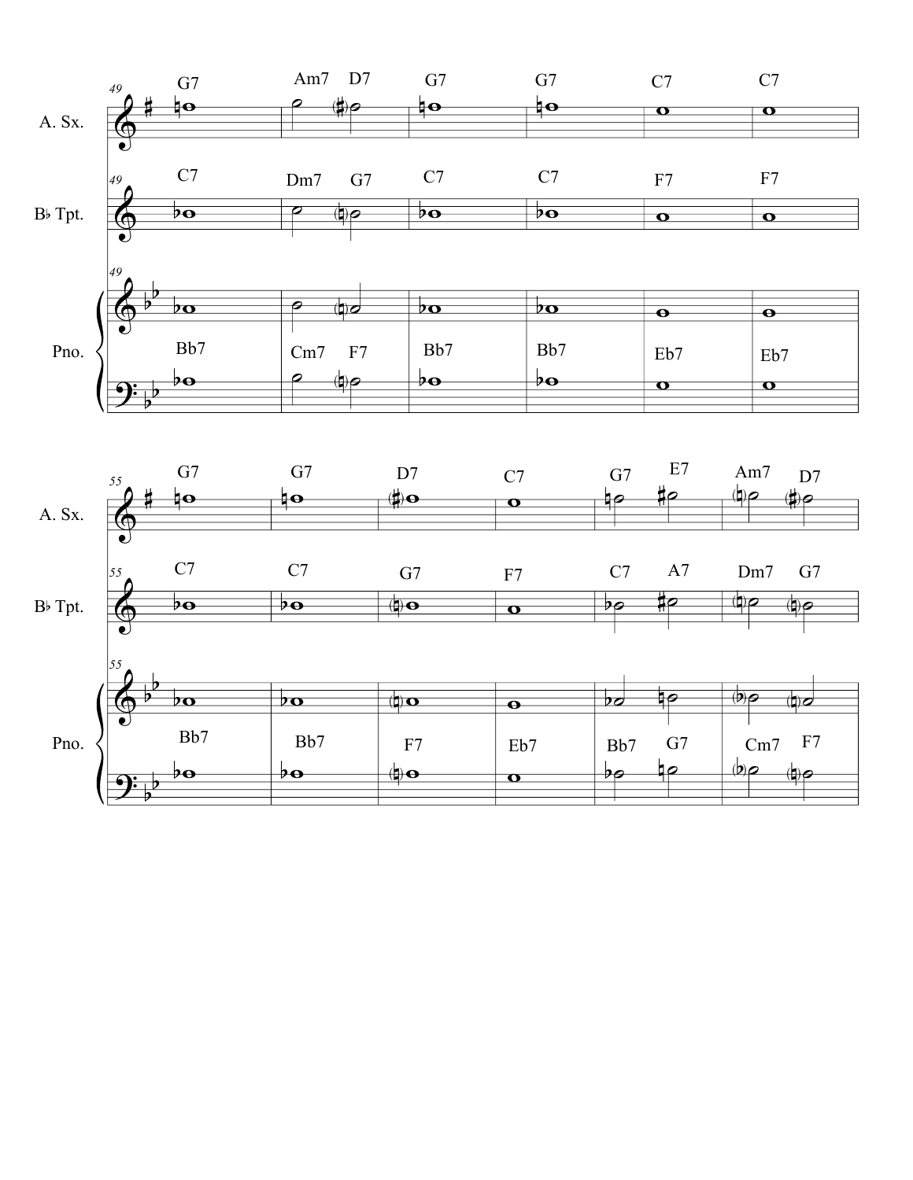| Measure | 49 | 50 | 51 | 52 | 53 | 54 |
|---|---|---|---|---|---|---|
| A. Sx. | G7 | Am7 D7 | G7 | G7 | C7 | C7 |
| B♭ Tpt. | C7 | Dm7 G7 | C7 | C7 | F7 | F7 |
| Pno. | Bb7 | Cm7 F7 | Bb7 | Bb7 | Eb7 | Eb7 |

| Measure | 55 | 56 | 57 | 58 | 59 | 60 |
|---|---|---|---|---|---|---|
| A. Sx. | G7 | G7 | D7 | C7 | G7 E7 | Am7 D7 |
| B♭ Tpt. | C7 | C7 | G7 | F7 | C7 A7 | Dm7 G7 |
| Pno. | Bb7 | Bb7 | F7 | Eb7 | Bb7 G7 | Cm7 F7 |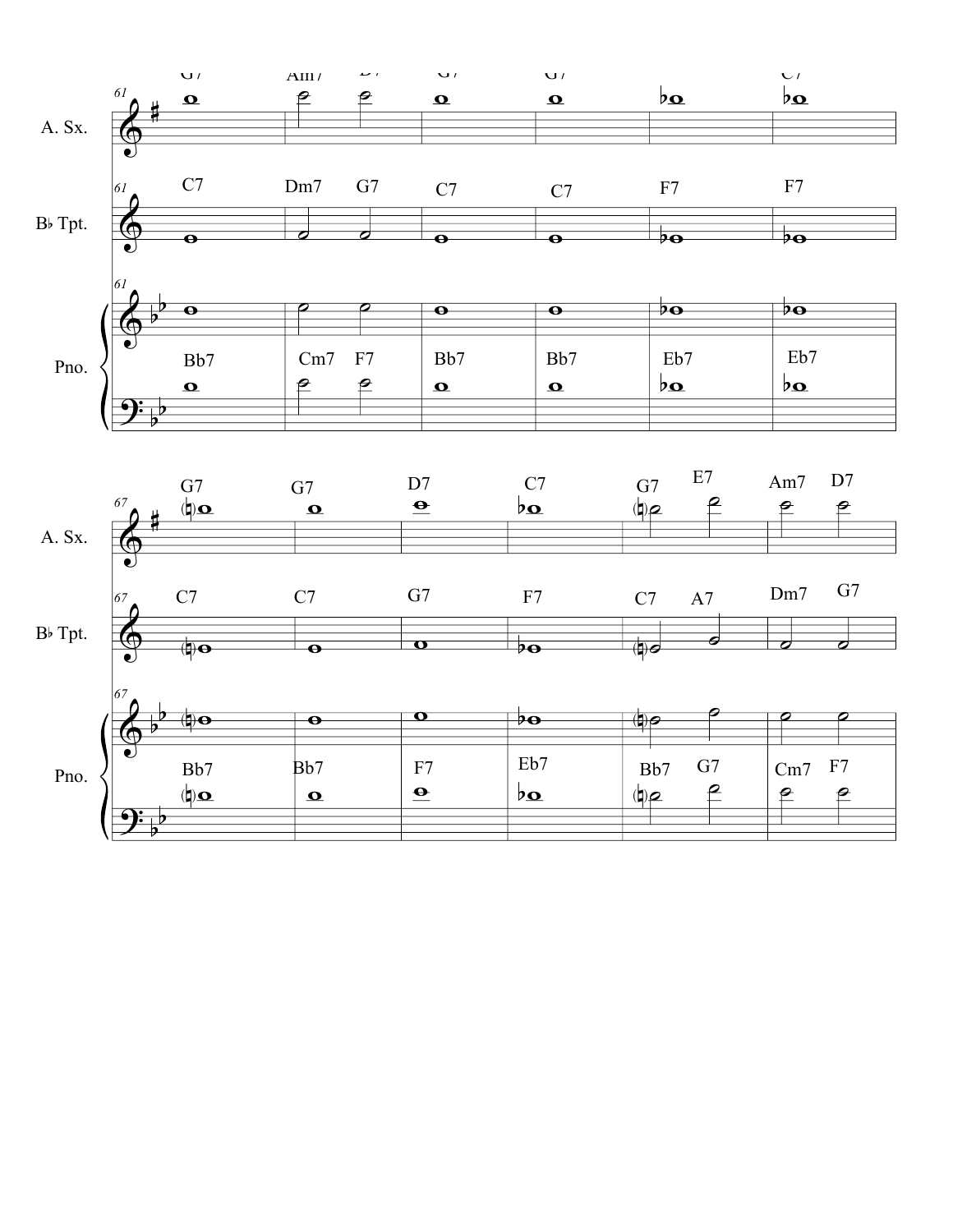A. Sx.

Bb Tpt.

Pno.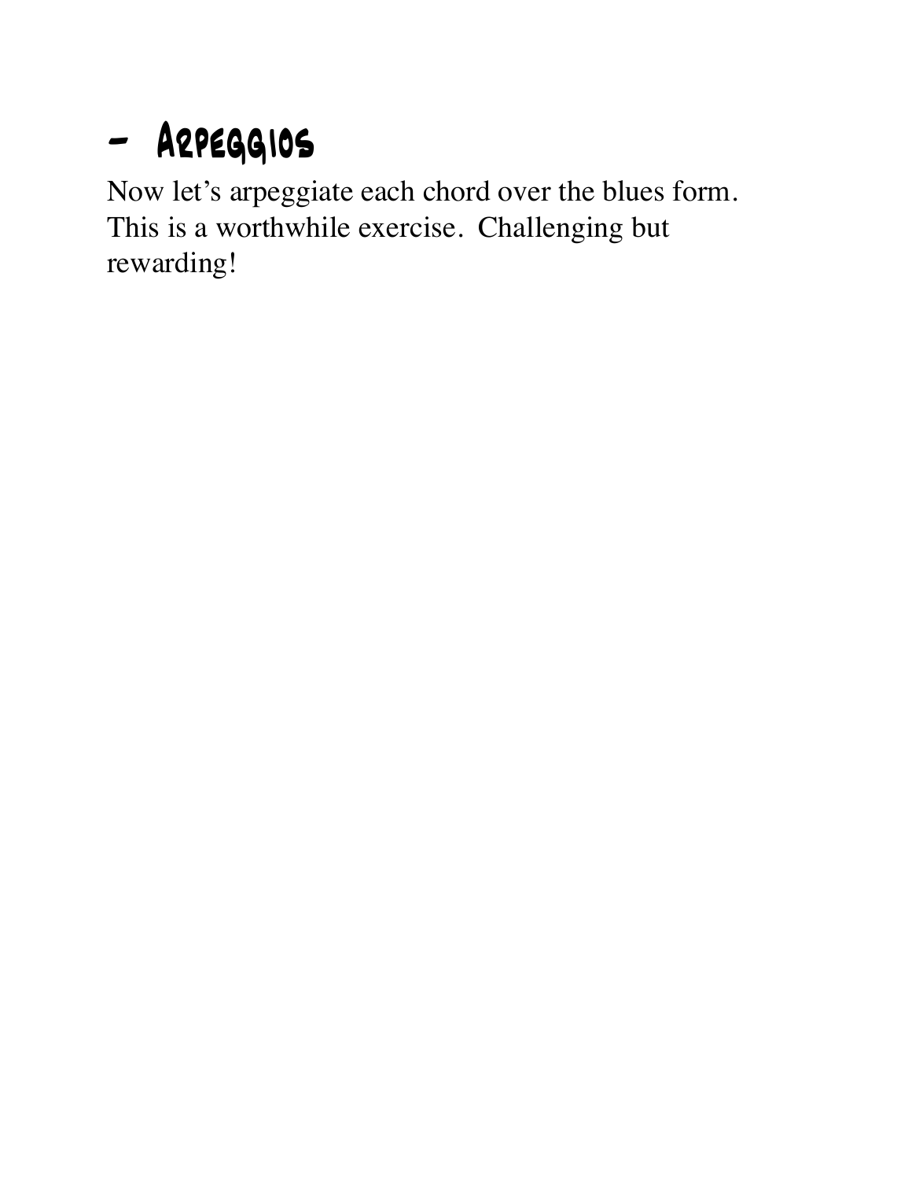## - Arpeggios

Now let's arpeggiate each chord over the blues form. This is a worthwhile exercise. Challenging but rewarding!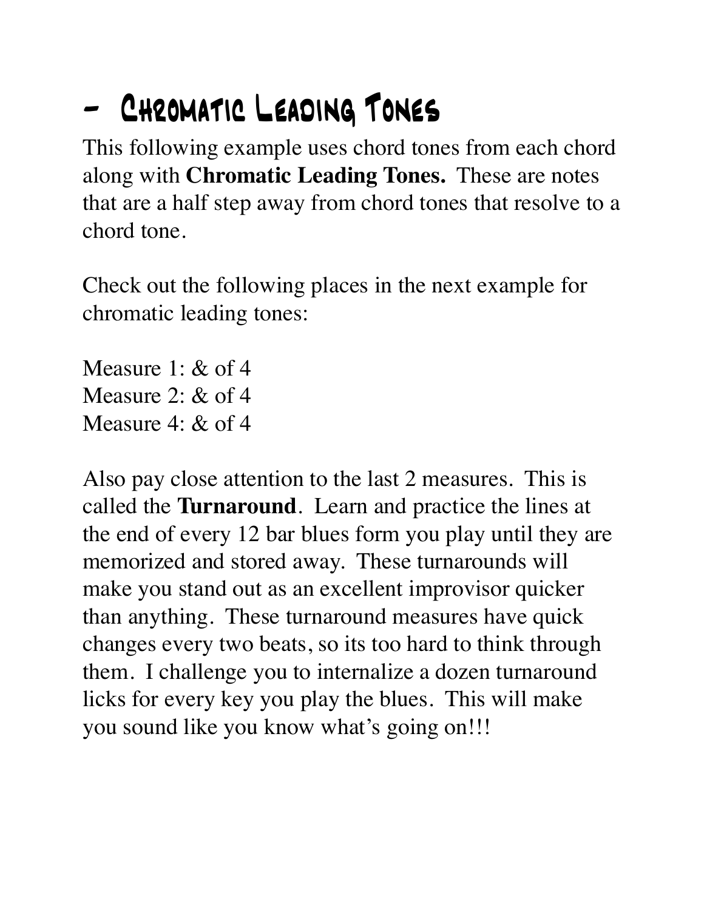# - Chromatic Leading Tones

This following example uses chord tones from each chord along with **Chromatic Leading Tones.** These are notes that are a half step away from chord tones that resolve to a chord tone.

Check out the following places in the next example for chromatic leading tones:

Measure 1: & of 4
Measure 2: & of 4
Measure 4: & of 4

Also pay close attention to the last 2 measures. This is called the **Turnaround**. Learn and practice the lines at the end of every 12 bar blues form you play until they are memorized and stored away. These turnarounds will make you stand out as an excellent improvisor quicker than anything. These turnaround measures have quick changes every two beats, so its too hard to think through them. I challenge you to internalize a dozen turnaround licks for every key you play the blues. This will make you sound like you know what's going on!!!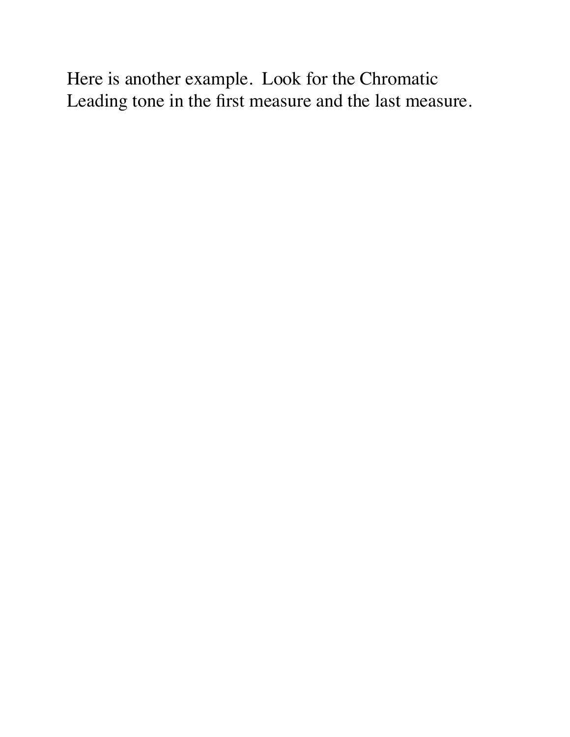Here is another example. Look for the Chromatic Leading tone in the first measure and the last measure.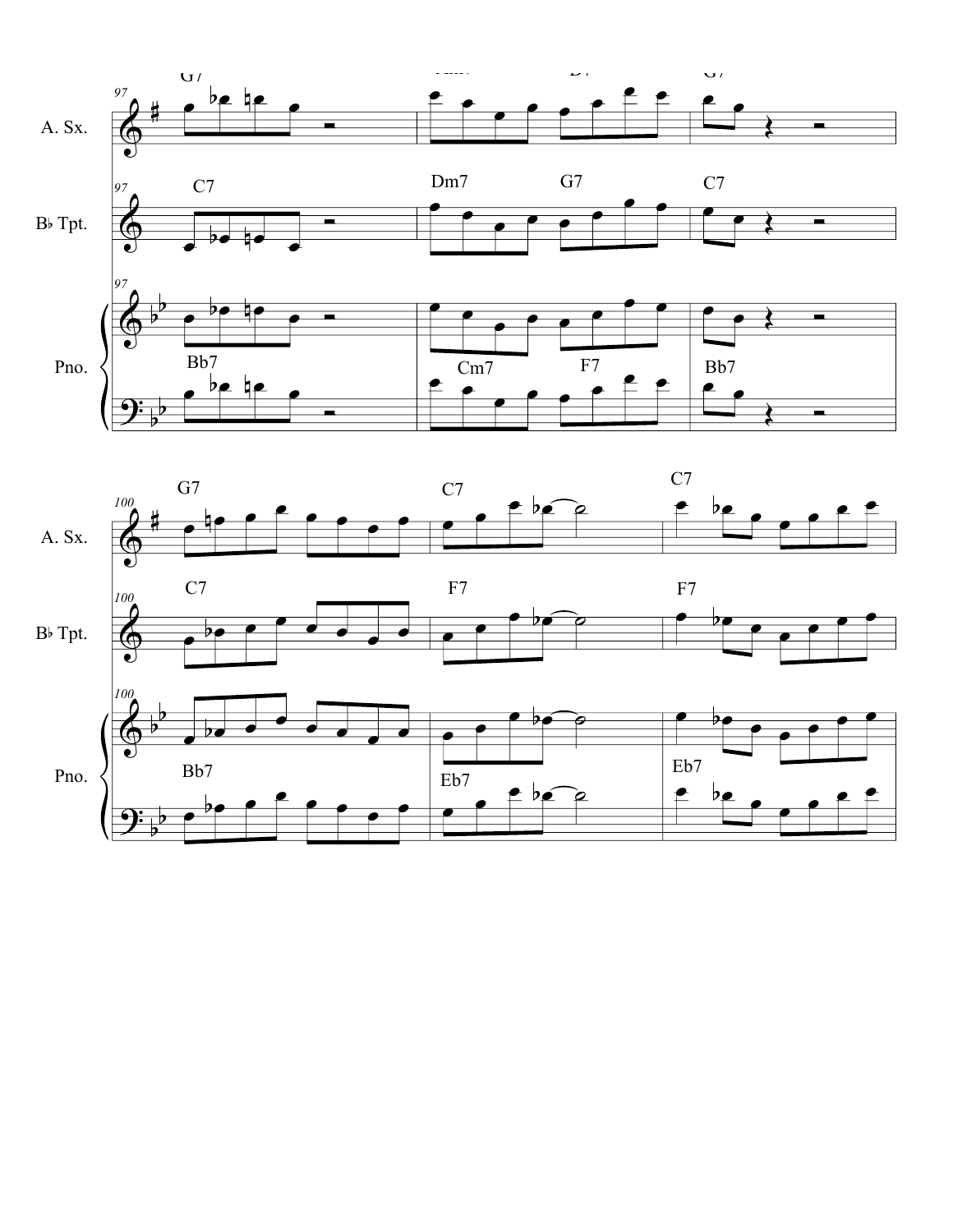A. Sx.

B♭ Tpt.

Pno.

97 — A. Sx.: G7 | Am7 D7 | G7
97 — B♭ Tpt.: C7 | Dm7 G7 | C7
97 — Pno.: Bb7 | Cm7 F7 | Bb7

100 — A. Sx.: G7 | C7 | C7
100 — B♭ Tpt.: C7 | F7 | F7
100 — Pno.: Bb7 | Eb7 | Eb7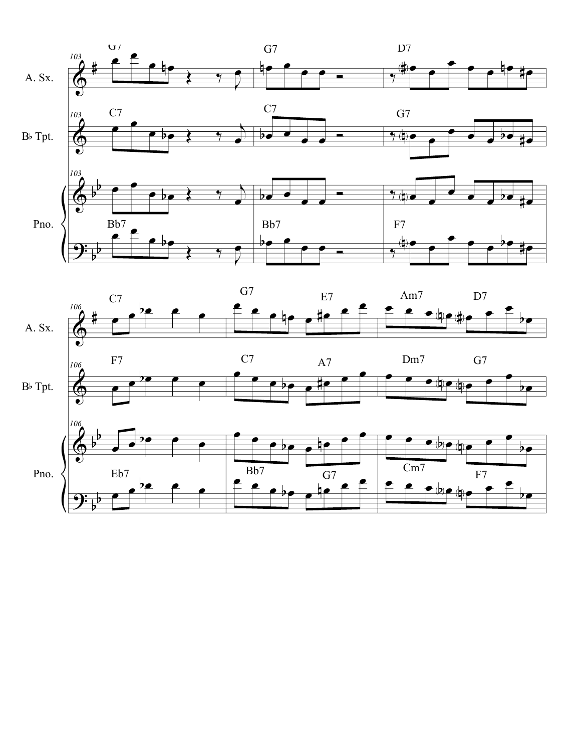A. Sx.

B♭ Tpt.

Pno.

103

G7 | G7 | D7

C7 | C7 | G7

Bb7 | Bb7 | F7

106

C7 | G7 E7 | Am7 D7

F7 | C7 A7 | Dm7 G7

Eb7 | Bb7 G7 | Cm7 F7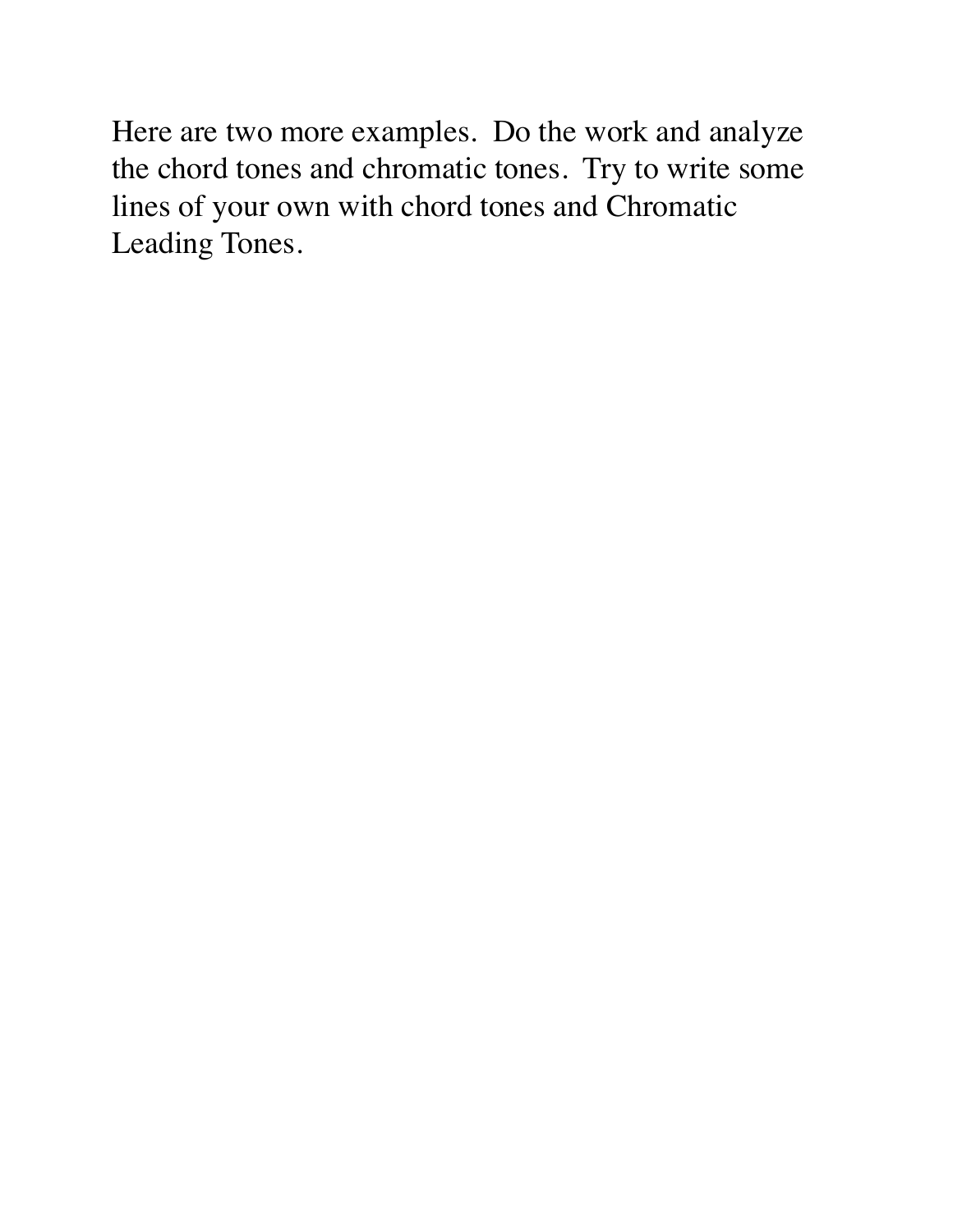Here are two more examples. Do the work and analyze the chord tones and chromatic tones. Try to write some lines of your own with chord tones and Chromatic Leading Tones.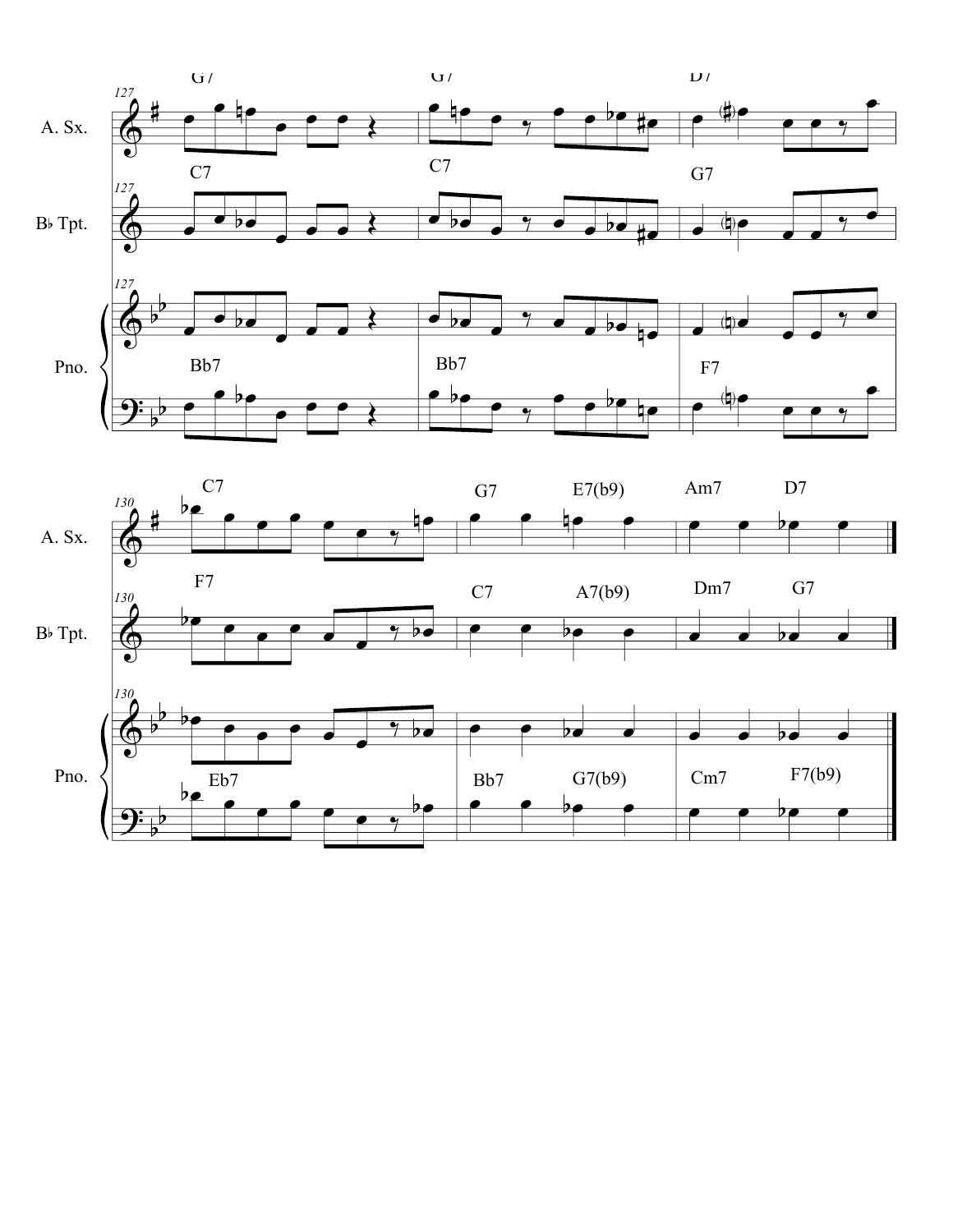127

A. Sx.: G7 | G7 | D7

B♭ Tpt.: C7 | C7 | G7

Pno.: Bb7 | Bb7 | F7

130

A. Sx.: C7 | G7 E7(b9) | Am7 D7

B♭ Tpt.: F7 | C7 A7(b9) | Dm7 G7

Pno.: Eb7 | Bb7 G7(b9) | Cm7 F7(b9)